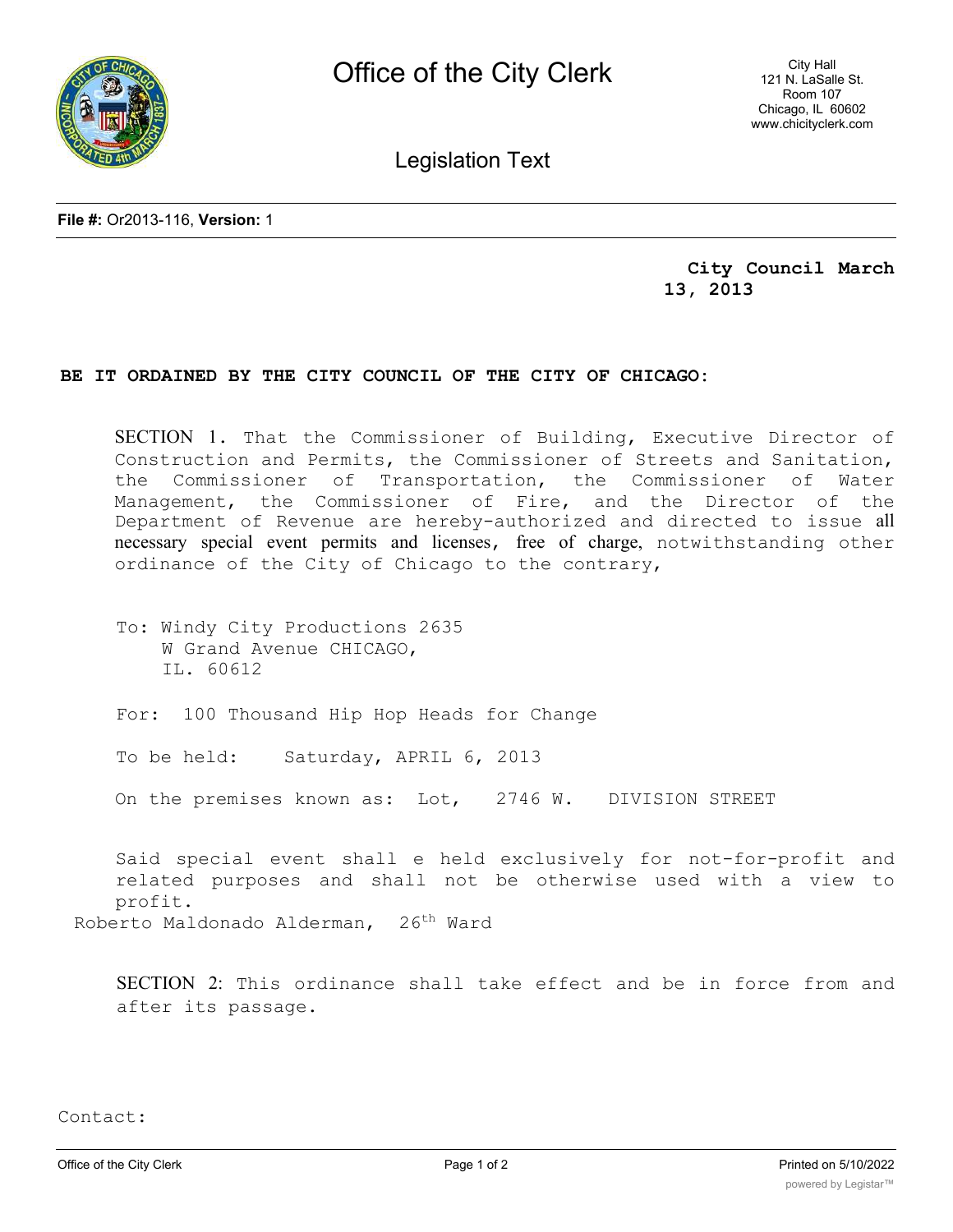# Office of the City Clerk

City Hall
121 N. LaSalle St.
Room 107
Chicago, IL 60602
www.chicityclerk.com

## Legislation Text

**File #:** Or2013-116, **Version:** 1

**City Council March 13, 2013**

**BE IT ORDAINED BY THE CITY COUNCIL OF THE CITY OF CHICAGO:**

SECTION 1. That the Commissioner of Building, Executive Director of Construction and Permits, the Commissioner of Streets and Sanitation, the Commissioner of Transportation, the Commissioner of Water Management, the Commissioner of Fire, and the Director of the Department of Revenue are hereby-authorized and directed to issue all necessary special event permits and licenses, free of charge, notwithstanding other ordinance of the City of Chicago to the contrary,

To: Windy City Productions 2635 W Grand Avenue CHICAGO, IL. 60612

For: 100 Thousand Hip Hop Heads for Change

To be held: Saturday, APRIL 6, 2013

On the premises known as: Lot, 2746 W. DIVISION STREET

Said special event shall e held exclusively for not-for-profit and related purposes and shall not be otherwise used with a view to profit.

Roberto Maldonado Alderman, 26th Ward

SECTION 2: This ordinance shall take effect and be in force from and after its passage.

Contact: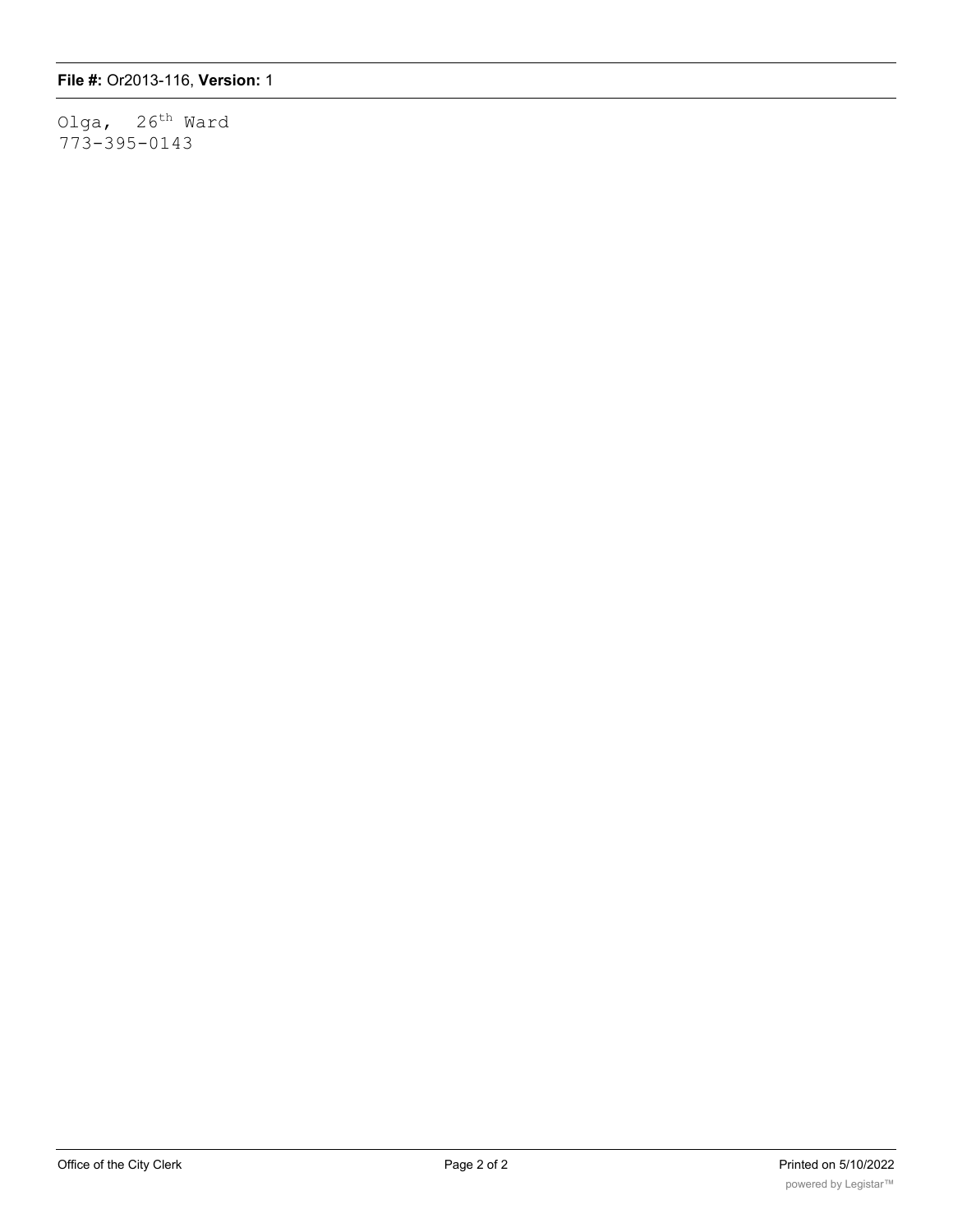Olga, 26th Ward
773-395-0143